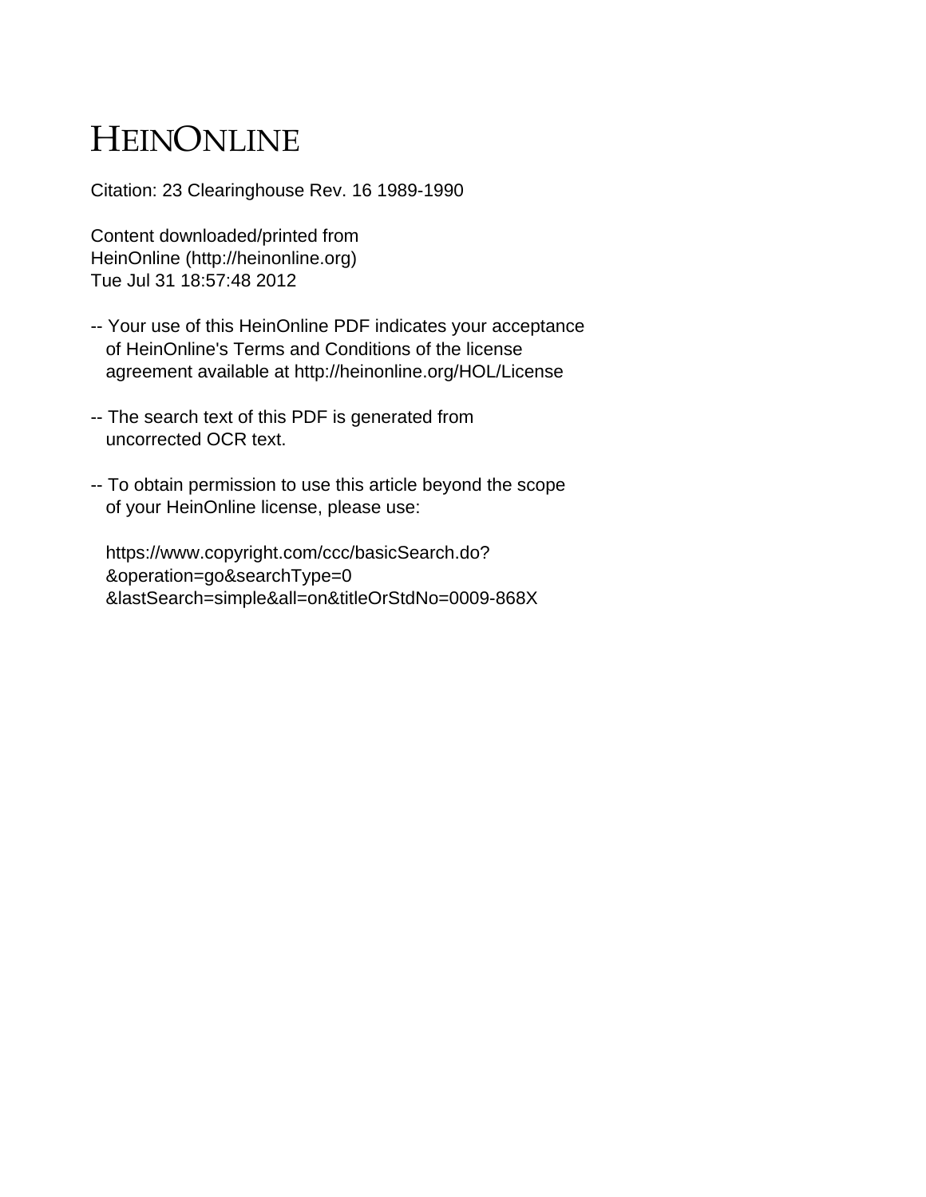# HEINONLINE

Citation: 23 Clearinghouse Rev. 16 1989-1990

Content downloaded/printed from
HeinOnline (http://heinonline.org)
Tue Jul 31 18:57:48 2012

-- Your use of this HeinOnline PDF indicates your acceptance of HeinOnline's Terms and Conditions of the license agreement available at http://heinonline.org/HOL/License

-- The search text of this PDF is generated from uncorrected OCR text.

-- To obtain permission to use this article beyond the scope of your HeinOnline license, please use:

https://www.copyright.com/ccc/basicSearch.do?&operation=go&searchType=0&lastSearch=simple&all=on&titleOrStdNo=0009-868X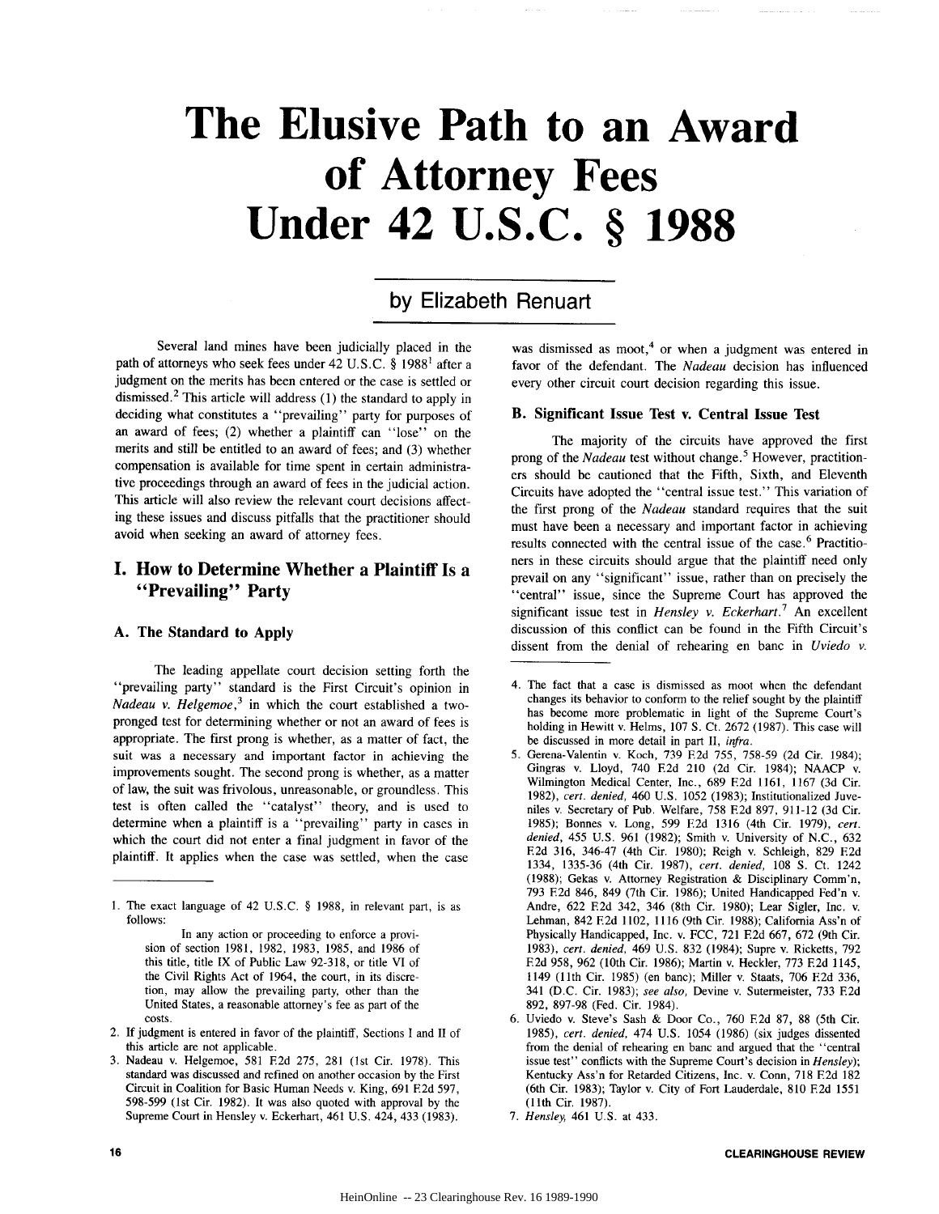# The Elusive Path to an Award of Attorney Fees Under 42 U.S.C. § 1988

## by Elizabeth Renuart

Several land mines have been judicially placed in the path of attorneys who seek fees under 42 U.S.C. § 1988[1] after a judgment on the merits has been entered or the case is settled or dismissed.[2] This article will address (1) the standard to apply in deciding what constitutes a "prevailing" party for purposes of an award of fees; (2) whether a plaintiff can "lose" on the merits and still be entitled to an award of fees; and (3) whether compensation is available for time spent in certain administrative proceedings through an award of fees in the judicial action. This article will also review the relevant court decisions affecting these issues and discuss pitfalls that the practitioner should avoid when seeking an award of attorney fees.

## I. How to Determine Whether a Plaintiff Is a "Prevailing" Party

### A. The Standard to Apply

The leading appellate court decision setting forth the "prevailing party" standard is the First Circuit's opinion in *Nadeau v. Helgemoe*,[3] in which the court established a two-pronged test for determining whether or not an award of fees is appropriate. The first prong is whether, as a matter of fact, the suit was a necessary and important factor in achieving the improvements sought. The second prong is whether, as a matter of law, the suit was frivolous, unreasonable, or groundless. This test is often called the "catalyst" theory, and is used to determine when a plaintiff is a "prevailing" party in cases in which the court did not enter a final judgment in favor of the plaintiff. It applies when the case was settled, when the case was dismissed as moot,[4] or when a judgment was entered in favor of the defendant. The *Nadeau* decision has influenced every other circuit court decision regarding this issue.

### B. Significant Issue Test v. Central Issue Test

The majority of the circuits have approved the first prong of the *Nadeau* test without change.[5] However, practitioners should be cautioned that the Fifth, Sixth, and Eleventh Circuits have adopted the "central issue test." This variation of the first prong of the *Nadeau* standard requires that the suit must have been a necessary and important factor in achieving results connected with the central issue of the case.[6] Practitioners in these circuits should argue that the plaintiff need only prevail on any "significant" issue, rather than on precisely the "central" issue, since the Supreme Court has approved the significant issue test in *Hensley v. Eckerhart*.[7] An excellent discussion of this conflict can be found in the Fifth Circuit's dissent from the denial of rehearing en banc in *Uviedo v.*

---

1. The exact language of 42 U.S.C. § 1988, in relevant part, is as follows:

   In any action or proceeding to enforce a provision of section 1981, 1982, 1983, 1985, and 1986 of this title, title IX of Public Law 92-318, or title VI of the Civil Rights Act of 1964, the court, in its discretion, may allow the prevailing party, other than the United States, a reasonable attorney's fee as part of the costs.

2. If judgment is entered in favor of the plaintiff, Sections I and II of this article are not applicable.
3. Nadeau v. Helgemoe, 581 F.2d 275, 281 (1st Cir. 1978). This standard was discussed and refined on another occasion by the First Circuit in Coalition for Basic Human Needs v. King, 691 F.2d 597, 598-599 (1st Cir. 1982). It was also quoted with approval by the Supreme Court in Hensley v. Eckerhart, 461 U.S. 424, 433 (1983).
4. The fact that a case is dismissed as moot when the defendant changes its behavior to conform to the relief sought by the plaintiff has become more problematic in light of the Supreme Court's holding in Hewitt v. Helms, 107 S. Ct. 2672 (1987). This case will be discussed in more detail in part II, *infra*.
5. Gerena-Valentin v. Koch, 739 F.2d 755, 758-59 (2d Cir. 1984); Gingras v. Lloyd, 740 F.2d 210 (2d Cir. 1984); NAACP v. Wilmington Medical Center, Inc., 689 F.2d 1161, 1167 (3d Cir. 1982), *cert. denied*, 460 U.S. 1052 (1983); Institutionalized Juveniles v. Secretary of Pub. Welfare, 758 F.2d 897, 911-12 (3d Cir. 1985); Bonnes v. Long, 599 F.2d 1316 (4th Cir. 1979), *cert. denied*, 455 U.S. 961 (1982); Smith v. University of N.C., 632 F.2d 316, 346-47 (4th Cir. 1980); Reigh v. Schleigh, 829 F.2d 1334, 1335-36 (4th Cir. 1987), *cert. denied*, 108 S. Ct. 1242 (1988); Gekas v. Attorney Registration & Disciplinary Comm'n, 793 F.2d 846, 849 (7th Cir. 1986); United Handicapped Fed'n v. Andre, 622 F.2d 342, 346 (8th Cir. 1980); Lear Sigler, Inc. v. Lehman, 842 F.2d 1102, 1116 (9th Cir. 1988); California Ass'n of Physically Handicapped, Inc. v. FCC, 721 F.2d 667, 672 (9th Cir. 1983), *cert. denied*, 469 U.S. 832 (1984); Supre v. Ricketts, 792 F.2d 958, 962 (10th Cir. 1986); Martin v. Heckler, 773 F.2d 1145, 1149 (11th Cir. 1985) (en banc); Miller v. Staats, 706 F.2d 336, 341 (D.C. Cir. 1983); *see also*, Devine v. Sutermeister, 733 F.2d 892, 897-98 (Fed. Cir. 1984).
6. Uviedo v. Steve's Sash & Door Co., 760 F.2d 87, 88 (5th Cir. 1985), *cert. denied*, 474 U.S. 1054 (1986) (six judges dissented from the denial of rehearing en banc and argued that the "central issue test" conflicts with the Supreme Court's decision in *Hensley*); Kentucky Ass'n for Retarded Citizens, Inc. v. Conn, 718 F.2d 182 (6th Cir. 1983); Taylor v. City of Fort Lauderdale, 810 F.2d 1551 (11th Cir. 1987).
7. *Hensley*, 461 U.S. at 433.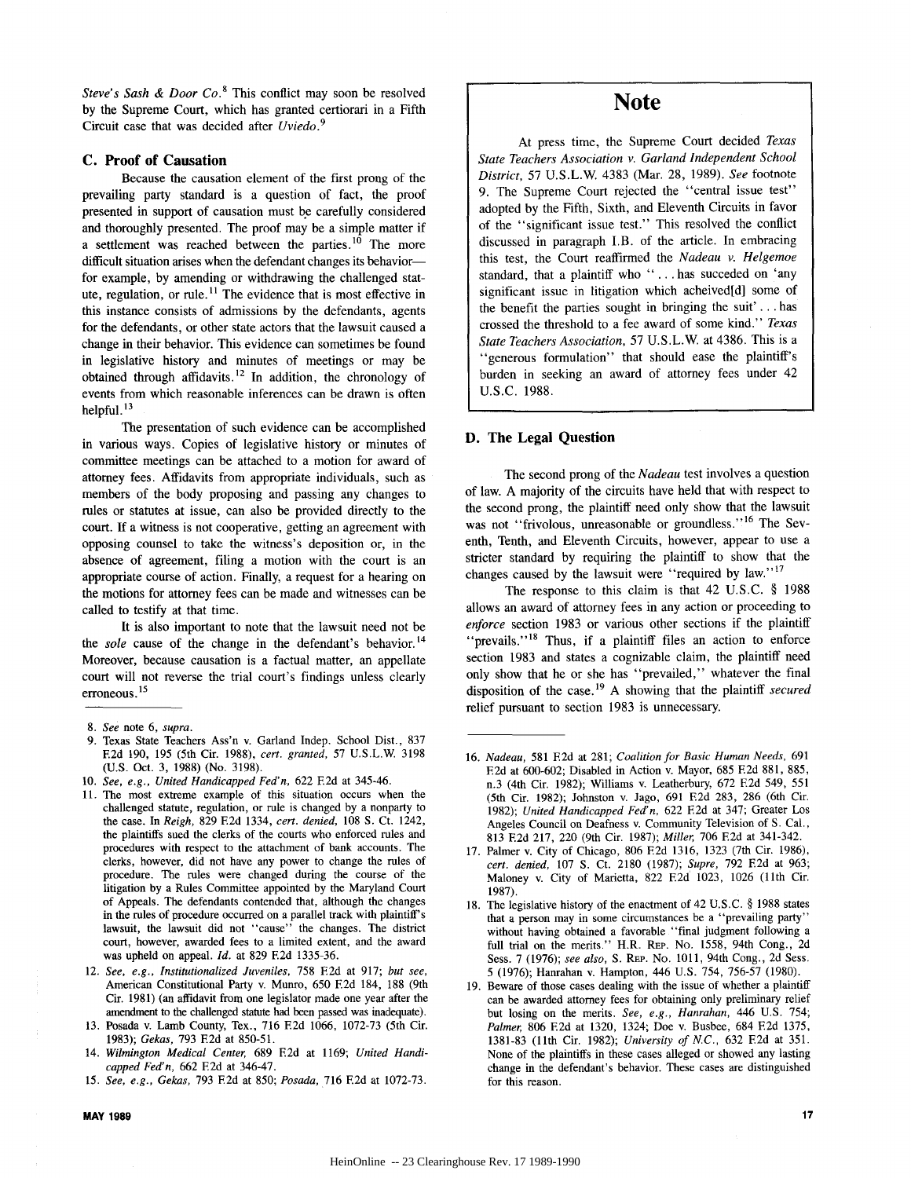*Steve's Sash & Door Co.*[8] This conflict may soon be resolved by the Supreme Court, which has granted certiorari in a Fifth Circuit case that was decided after *Uviedo.*[9]

### C. Proof of Causation

Because the causation element of the first prong of the prevailing party standard is a question of fact, the proof presented in support of causation must be carefully considered and thoroughly presented. The proof may be a simple matter if a settlement was reached between the parties.[10] The more difficult situation arises when the defendant changes its behavior—for example, by amending or withdrawing the challenged statute, regulation, or rule.[11] The evidence that is most effective in this instance consists of admissions by the defendants, agents for the defendants, or other state actors that the lawsuit caused a change in their behavior. This evidence can sometimes be found in legislative history and minutes of meetings or may be obtained through affidavits.[12] In addition, the chronology of events from which reasonable inferences can be drawn is often helpful.[13]

The presentation of such evidence can be accomplished in various ways. Copies of legislative history or minutes of committee meetings can be attached to a motion for award of attorney fees. Affidavits from appropriate individuals, such as members of the body proposing and passing any changes to rules or statutes at issue, can also be provided directly to the court. If a witness is not cooperative, getting an agreement with opposing counsel to take the witness's deposition or, in the absence of agreement, filing a motion with the court is an appropriate course of action. Finally, a request for a hearing on the motions for attorney fees can be made and witnesses can be called to testify at that time.

It is also important to note that the lawsuit need not be the *sole* cause of the change in the defendant's behavior.[14] Moreover, because causation is a factual matter, an appellate court will not reverse the trial court's findings unless clearly erroneous.[15]

---

8. *See* note 6, *supra*.
9. Texas State Teachers Ass'n v. Garland Indep. School Dist., 837 F.2d 190, 195 (5th Cir. 1988), *cert. granted*, 57 U.S.L.W. 3198 (U.S. Oct. 3, 1988) (No. 3198).
10. *See, e.g., United Handicapped Fed'n,* 622 F.2d at 345-46.
11. The most extreme example of this situation occurs when the challenged statute, regulation, or rule is changed by a nonparty to the case. In *Reigh,* 829 F.2d 1334, *cert. denied,* 108 S. Ct. 1242, the plaintiffs sued the clerks of the courts who enforced rules and procedures with respect to the attachment of bank accounts. The clerks, however, did not have any power to change the rules of procedure. The rules were changed during the course of the litigation by a Rules Committee appointed by the Maryland Court of Appeals. The defendants contended that, although the changes in the rules of procedure occurred on a parallel track with plaintiff's lawsuit, the lawsuit did not "cause" the changes. The district court, however, awarded fees to a limited extent, and the award was upheld on appeal. *Id.* at 829 F.2d 1335-36.
12. *See, e.g., Institutionalized Juveniles,* 758 F.2d at 917; *but see,* American Constitutional Party v. Munro, 650 F.2d 184, 188 (9th Cir. 1981) (an affidavit from one legislator made one year after the amendment to the challenged statute had been passed was inadequate).
13. Posada v. Lamb County, Tex., 716 F.2d 1066, 1072-73 (5th Cir. 1983); *Gekas,* 793 F.2d at 850-51.
14. *Wilmington Medical Center,* 689 F.2d at 1169; *United Handicapped Fed'n,* 662 F.2d at 346-47.
15. *See, e.g., Gekas,* 793 F.2d at 850; *Posada,* 716 F.2d at 1072-73.

---

## Note

At press time, the Supreme Court decided *Texas State Teachers Association v. Garland Independent School District,* 57 U.S.L.W. 4383 (Mar. 28, 1989). *See* footnote 9. The Supreme Court rejected the "central issue test" adopted by the Fifth, Sixth, and Eleventh Circuits in favor of the "significant issue test." This resolved the conflict discussed in paragraph I.B. of the article. In embracing this test, the Court reaffirmed the *Nadeau v. Helgemoe* standard, that a plaintiff who "... has succeded on 'any significant issue in litigation which acheived[d] some of the benefit the parties sought in bringing the suit'... has crossed the threshold to a fee award of some kind." *Texas State Teachers Association,* 57 U.S.L.W. at 4386. This is a "generous formulation" that should ease the plaintiff's burden in seeking an award of attorney fees under 42 U.S.C. 1988.

---

### D. The Legal Question

The second prong of the *Nadeau* test involves a question of law. A majority of the circuits have held that with respect to the second prong, the plaintiff need only show that the lawsuit was not "frivolous, unreasonable or groundless."[16] The Seventh, Tenth, and Eleventh Circuits, however, appear to use a stricter standard by requiring the plaintiff to show that the changes caused by the lawsuit were "required by law."[17]

The response to this claim is that 42 U.S.C. § 1988 allows an award of attorney fees in any action or proceeding to *enforce* section 1983 or various other sections if the plaintiff "prevails."[18] Thus, if a plaintiff files an action to enforce section 1983 and states a cognizable claim, the plaintiff need only show that he or she has "prevailed," whatever the final disposition of the case.[19] A showing that the plaintiff *secured* relief pursuant to section 1983 is unnecessary.

---

16. *Nadeau,* 581 F.2d at 281; *Coalition for Basic Human Needs,* 691 F.2d at 600-602; Disabled in Action v. Mayor, 685 F.2d 881, 885, n.3 (4th Cir. 1982); Williams v. Leatherbury, 672 F.2d 549, 551 (5th Cir. 1982); Johnston v. Jago, 691 F.2d 283, 286 (6th Cir. 1982); *United Handicapped Fed'n,* 622 F.2d at 347; Greater Los Angeles Council on Deafness v. Community Television of S. Cal., 813 F.2d 217, 220 (9th Cir. 1987); *Miller,* 706 F.2d at 341-342.
17. Palmer v. City of Chicago, 806 F.2d 1316, 1323 (7th Cir. 1986), *cert. denied,* 107 S. Ct. 2180 (1987); *Supre,* 792 F.2d at 963; Maloney v. City of Marietta, 822 F.2d 1023, 1026 (11th Cir. 1987).
18. The legislative history of the enactment of 42 U.S.C. § 1988 states that a person may in some circumstances be a "prevailing party" without having obtained a favorable "final judgment following a full trial on the merits." H.R. Rep. No. 1558, 94th Cong., 2d Sess. 7 (1976); *see also,* S. Rep. No. 1011, 94th Cong., 2d Sess. 5 (1976); Hanrahan v. Hampton, 446 U.S. 754, 756-57 (1980).
19. Beware of those cases dealing with the issue of whether a plaintiff can be awarded attorney fees for obtaining only preliminary relief but losing on the merits. *See, e.g., Hanrahan,* 446 U.S. 754; *Palmer,* 806 F.2d at 1320, 1324; Doe v. Busbee, 684 F.2d 1375, 1381-83 (11th Cir. 1982); *University of N.C.,* 632 F.2d at 351. None of the plaintiffs in these cases alleged or showed any lasting change in the defendant's behavior. These cases are distinguished for this reason.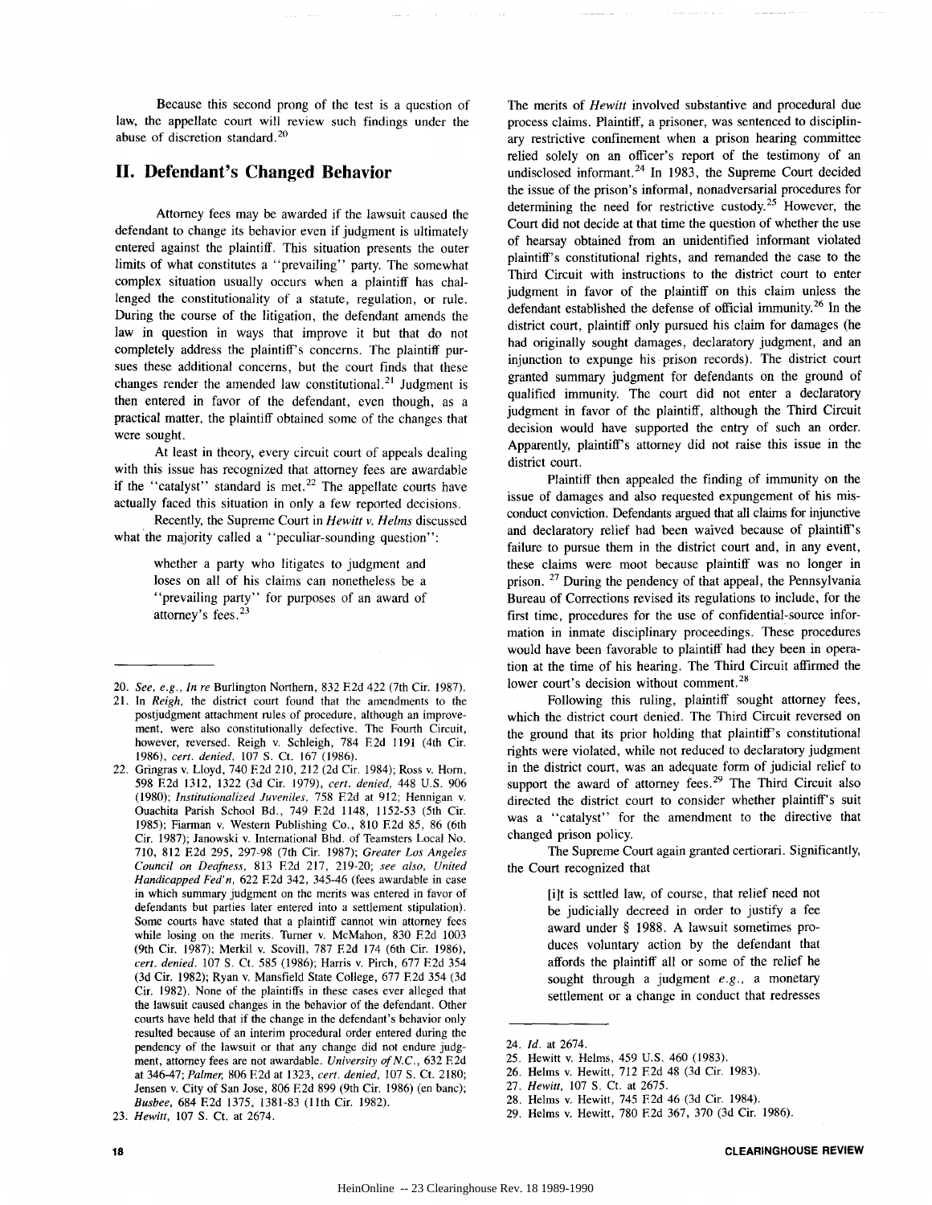Because this second prong of the test is a question of law, the appellate court will review such findings under the abuse of discretion standard.[20]

## II. Defendant's Changed Behavior

Attorney fees may be awarded if the lawsuit caused the defendant to change its behavior even if judgment is ultimately entered against the plaintiff. This situation presents the outer limits of what constitutes a "prevailing" party. The somewhat complex situation usually occurs when a plaintiff has challenged the constitutionality of a statute, regulation, or rule. During the course of the litigation, the defendant amends the law in question in ways that improve it but that do not completely address the plaintiff's concerns. The plaintiff pursues these additional concerns, but the court finds that these changes render the amended law constitutional.[21] Judgment is then entered in favor of the defendant, even though, as a practical matter, the plaintiff obtained some of the changes that were sought.

At least in theory, every circuit court of appeals dealing with this issue has recognized that attorney fees are awardable if the "catalyst" standard is met.[22] The appellate courts have actually faced this situation in only a few reported decisions.

Recently, the Supreme Court in *Hewitt v. Helms* discussed what the majority called a "peculiar-sounding question":

> whether a party who litigates to judgment and loses on all of his claims can nonetheless be a "prevailing party" for purposes of an award of attorney's fees.[23]

The merits of *Hewitt* involved substantive and procedural due process claims. Plaintiff, a prisoner, was sentenced to disciplinary restrictive confinement when a prison hearing committee relied solely on an officer's report of the testimony of an undisclosed informant.[24] In 1983, the Supreme Court decided the issue of the prison's informal, nonadversarial procedures for determining the need for restrictive custody.[25] However, the Court did not decide at that time the question of whether the use of hearsay obtained from an unidentified informant violated plaintiff's constitutional rights, and remanded the case to the Third Circuit with instructions to the district court to enter judgment in favor of the plaintiff on this claim unless the defendant established the defense of official immunity.[26] In the district court, plaintiff only pursued his claim for damages (he had originally sought damages, declaratory judgment, and an injunction to expunge his prison records). The district court granted summary judgment for defendants on the ground of qualified immunity. The court did not enter a declaratory judgment in favor of the plaintiff, although the Third Circuit decision would have supported the entry of such an order. Apparently, plaintiff's attorney did not raise this issue in the district court.

Plaintiff then appealed the finding of immunity on the issue of damages and also requested expungement of his misconduct conviction. Defendants argued that all claims for injunctive and declaratory relief had been waived because of plaintiff's failure to pursue them in the district court and, in any event, these claims were moot because plaintiff was no longer in prison.[27] During the pendency of that appeal, the Pennsylvania Bureau of Corrections revised its regulations to include, for the first time, procedures for the use of confidential-source information in inmate disciplinary proceedings. These procedures would have been favorable to plaintiff had they been in operation at the time of his hearing. The Third Circuit affirmed the lower court's decision without comment.[28]

Following this ruling, plaintiff sought attorney fees, which the district court denied. The Third Circuit reversed on the ground that its prior holding that plaintiff's constitutional rights were violated, while not reduced to declaratory judgment in the district court, was an adequate form of judicial relief to support the award of attorney fees.[29] The Third Circuit also directed the district court to consider whether plaintiff's suit was a "catalyst" for the amendment to the directive that changed prison policy.

The Supreme Court again granted certiorari. Significantly, the Court recognized that

> [i]t is settled law, of course, that relief need not be judicially decreed in order to justify a fee award under § 1988. A lawsuit sometimes produces voluntary action by the defendant that affords the plaintiff all or some of the relief he sought through a judgment *e.g.*, a monetary settlement or a change in conduct that redresses

---

20. *See, e.g., In re* Burlington Northern, 832 F.2d 422 (7th Cir. 1987).
21. In *Reigh*, the district court found that the amendments to the postjudgment attachment rules of procedure, although an improvement, were also constitutionally defective. The Fourth Circuit, however, reversed. Reigh v. Schleigh, 784 F.2d 1191 (4th Cir. 1986), *cert. denied*, 107 S. Ct. 167 (1986).
22. Gringras v. Lloyd, 740 F.2d 210, 212 (2d Cir. 1984); Ross v. Horn, 598 F.2d 1312, 1322 (3d Cir. 1979), *cert. denied*, 448 U.S. 906 (1980); *Institutionalized Juveniles*, 758 F.2d at 912; Hennigan v. Ouachita Parish School Bd., 749 F.2d 1148, 1152-53 (5th Cir. 1985); Fiarman v. Western Publishing Co., 810 F.2d 85, 86 (6th Cir. 1987); Janowski v. International Bhd. of Teamsters Local No. 710, 812 F.2d 295, 297-98 (7th Cir. 1987); *Greater Los Angeles Council on Deafness*, 813 F.2d 217, 219-20; *see also, United Handicapped Fed'n*, 622 F.2d 342, 345-46 (fees awardable in case in which summary judgment on the merits was entered in favor of defendants but parties later entered into a settlement stipulation). Some courts have stated that a plaintiff cannot win attorney fees while losing on the merits. Turner v. McMahon, 830 F.2d 1003 (9th Cir. 1987); Merkil v. Scovill, 787 F.2d 174 (6th Cir. 1986), *cert. denied*. 107 S. Ct. 585 (1986); Harris v. Pirch, 677 F.2d 354 (3d Cir. 1982); Ryan v. Mansfield State College, 677 F.2d 354 (3d Cir. 1982). None of the plaintiffs in these cases ever alleged that the lawsuit caused changes in the behavior of the defendant. Other courts have held that if the change in the defendant's behavior only resulted because of an interim procedural order entered during the pendency of the lawsuit or that any change did not endure judgment, attorney fees are not awardable. *University of N.C.*, 632 F.2d at 346-47; *Palmer*, 806 F.2d at 1323, *cert. denied*, 107 S. Ct. 2180; Jensen v. City of San Jose, 806 F.2d 899 (9th Cir. 1986) (en banc); *Busbee*, 684 F.2d 1375, 1381-83 (11th Cir. 1982).
23. *Hewitt*, 107 S. Ct. at 2674.
24. *Id.* at 2674.
25. Hewitt v. Helms, 459 U.S. 460 (1983).
26. Helms v. Hewitt, 712 F.2d 48 (3d Cir. 1983).
27. *Hewitt*, 107 S. Ct. at 2675.
28. Helms v. Hewitt, 745 F.2d 46 (3d Cir. 1984).
29. Helms v. Hewitt, 780 F.2d 367, 370 (3d Cir. 1986).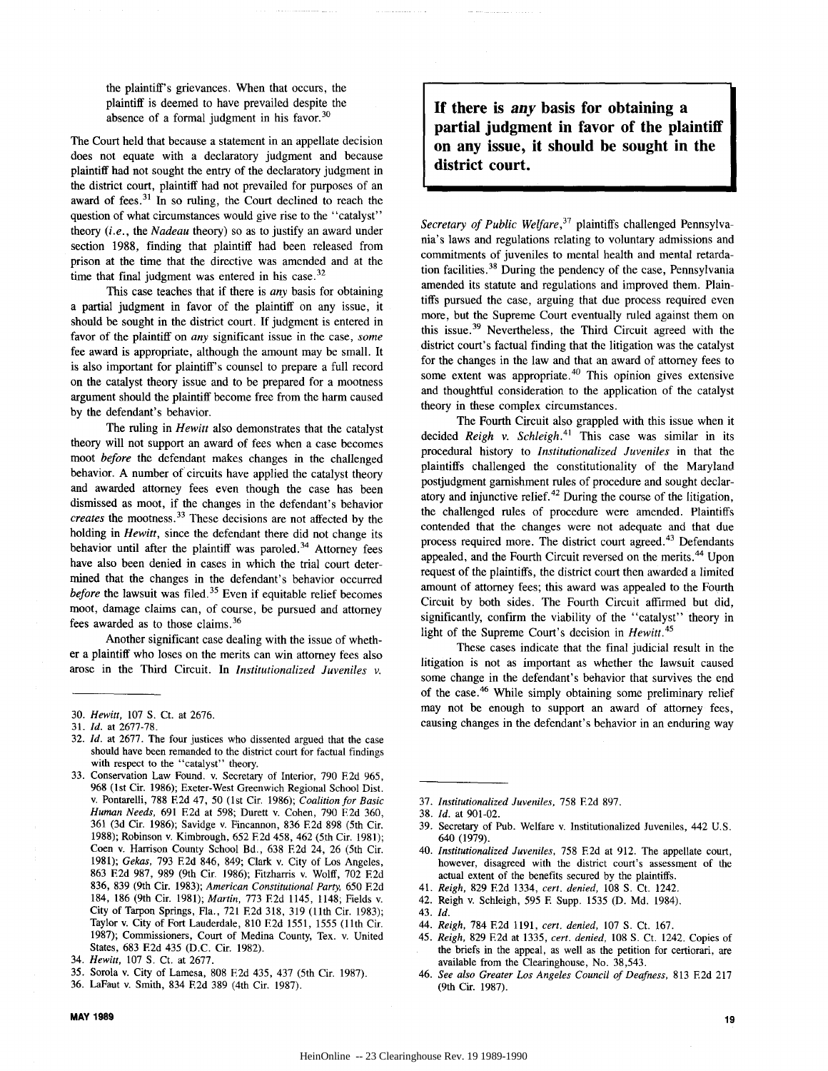the plaintiff's grievances. When that occurs, the plaintiff is deemed to have prevailed despite the absence of a formal judgment in his favor.[30]

The Court held that because a statement in an appellate decision does not equate with a declaratory judgment and because plaintiff had not sought the entry of the declaratory judgment in the district court, plaintiff had not prevailed for purposes of an award of fees.[31] In so ruling, the Court declined to reach the question of what circumstances would give rise to the "catalyst" theory (*i.e.*, the *Nadeau* theory) so as to justify an award under section 1988, finding that plaintiff had been released from prison at the time that the directive was amended and at the time that final judgment was entered in his case.[32]

This case teaches that if there is *any* basis for obtaining a partial judgment in favor of the plaintiff on any issue, it should be sought in the district court. If judgment is entered in favor of the plaintiff on *any* significant issue in the case, *some* fee award is appropriate, although the amount may be small. It is also important for plaintiff's counsel to prepare a full record on the catalyst theory issue and to be prepared for a mootness argument should the plaintiff become free from the harm caused by the defendant's behavior.

The ruling in *Hewitt* also demonstrates that the catalyst theory will not support an award of fees when a case becomes moot *before* the defendant makes changes in the challenged behavior. A number of circuits have applied the catalyst theory and awarded attorney fees even though the case has been dismissed as moot, if the changes in the defendant's behavior *creates* the mootness.[33] These decisions are not affected by the holding in *Hewitt*, since the defendant there did not change its behavior until after the plaintiff was paroled.[34] Attorney fees have also been denied in cases in which the trial court determined that the changes in the defendant's behavior occurred *before* the lawsuit was filed.[35] Even if equitable relief becomes moot, damage claims can, of course, be pursued and attorney fees awarded as to those claims.[36]

Another significant case dealing with the issue of whether a plaintiff who loses on the merits can win attorney fees also arose in the Third Circuit. In *Institutionalized Juveniles v. Secretary of Public Welfare*,[37] plaintiffs challenged Pennsylvania's laws and regulations relating to voluntary admissions and commitments of juveniles to mental health and mental retardation facilities.[38] During the pendency of the case, Pennsylvania amended its statute and regulations and improved them. Plaintiffs pursued the case, arguing that due process required even more, but the Supreme Court eventually ruled against them on this issue.[39] Nevertheless, the Third Circuit agreed with the district court's factual finding that the litigation was the catalyst for the changes in the law and that an award of attorney fees to some extent was appropriate.[40] This opinion gives extensive and thoughtful consideration to the application of the catalyst theory in these complex circumstances.

**If there is *any* basis for obtaining a partial judgment in favor of the plaintiff on any issue, it should be sought in the district court.**

The Fourth Circuit also grappled with this issue when it decided *Reigh v. Schleigh*.[41] This case was similar in its procedural history to *Institutionalized Juveniles* in that the plaintiffs challenged the constitutionality of the Maryland postjudgment garnishment rules of procedure and sought declaratory and injunctive relief.[42] During the course of the litigation, the challenged rules of procedure were amended. Plaintiffs contended that the changes were not adequate and that due process required more. The district court agreed.[43] Defendants appealed, and the Fourth Circuit reversed on the merits.[44] Upon request of the plaintiffs, the district court then awarded a limited amount of attorney fees; this award was appealed to the Fourth Circuit by both sides. The Fourth Circuit affirmed but did, significantly, confirm the viability of the "catalyst" theory in light of the Supreme Court's decision in *Hewitt*.[45]

These cases indicate that the final judicial result in the litigation is not as important as whether the lawsuit caused some change in the defendant's behavior that survives the end of the case.[46] While simply obtaining some preliminary relief may not be enough to support an award of attorney fees, causing changes in the defendant's behavior in an enduring way

---

30. *Hewitt*, 107 S. Ct. at 2676.
31. *Id.* at 2677-78.
32. *Id.* at 2677. The four justices who dissented argued that the case should have been remanded to the district court for factual findings with respect to the "catalyst" theory.
33. Conservation Law Found. v. Secretary of Interior, 790 F.2d 965, 968 (1st Cir. 1986); Exeter-West Greenwich Regional School Dist. v. Pontarelli, 788 F.2d 47, 50 (1st Cir. 1986); *Coalition for Basic Human Needs*, 691 F.2d at 598; Durett v. Cohen, 790 F.2d 360, 361 (3d Cir. 1986); Savidge v. Fincannon, 836 F.2d 898 (5th Cir. 1988); Robinson v. Kimbrough, 652 F.2d 458, 462 (5th Cir. 1981); Coen v. Harrison County School Bd., 638 F.2d 24, 26 (5th Cir. 1981); *Gekas*, 793 F.2d 846, 849; Clark v. City of Los Angeles, 863 F.2d 987, 989 (9th Cir. 1986); Fitzharris v. Wolff, 702 F.2d 836, 839 (9th Cir. 1983); *American Constitutional Party*, 650 F.2d 184, 186 (9th Cir. 1981); *Martin*, 773 F.2d 1145, 1148; Fields v. City of Tarpon Springs, Fla., 721 F.2d 318, 319 (11th Cir. 1983); Taylor v. City of Fort Lauderdale, 810 F.2d 1551, 1555 (11th Cir. 1987); Commissioners, Court of Medina County, Tex. v. United States, 683 F.2d 435 (D.C. Cir. 1982).
34. *Hewitt*, 107 S. Ct. at 2677.
35. Sorola v. City of Lamesa, 808 F.2d 435, 437 (5th Cir. 1987).
36. LaFaut v. Smith, 834 F.2d 389 (4th Cir. 1987).
37. *Institutionalized Juveniles*, 758 F.2d 897.
38. *Id.* at 901-02.
39. Secretary of Pub. Welfare v. Institutionalized Juveniles, 442 U.S. 640 (1979).
40. *Institutionalized Juveniles*, 758 F.2d at 912. The appellate court, however, disagreed with the district court's assessment of the actual extent of the benefits secured by the plaintiffs.
41. *Reigh*, 829 F.2d 1334, *cert. denied*, 108 S. Ct. 1242.
42. Reigh v. Schleigh, 595 F. Supp. 1535 (D. Md. 1984).
43. *Id.*
44. *Reigh*, 784 F.2d 1191, *cert. denied*, 107 S. Ct. 167.
45. *Reigh*, 829 F.2d at 1335, *cert. denied*, 108 S. Ct. 1242. Copies of the briefs in the appeal, as well as the petition for certiorari, are available from the Clearinghouse, No. 38,543.
46. *See also Greater Los Angeles Council of Deafness*, 813 F.2d 217 (9th Cir. 1987).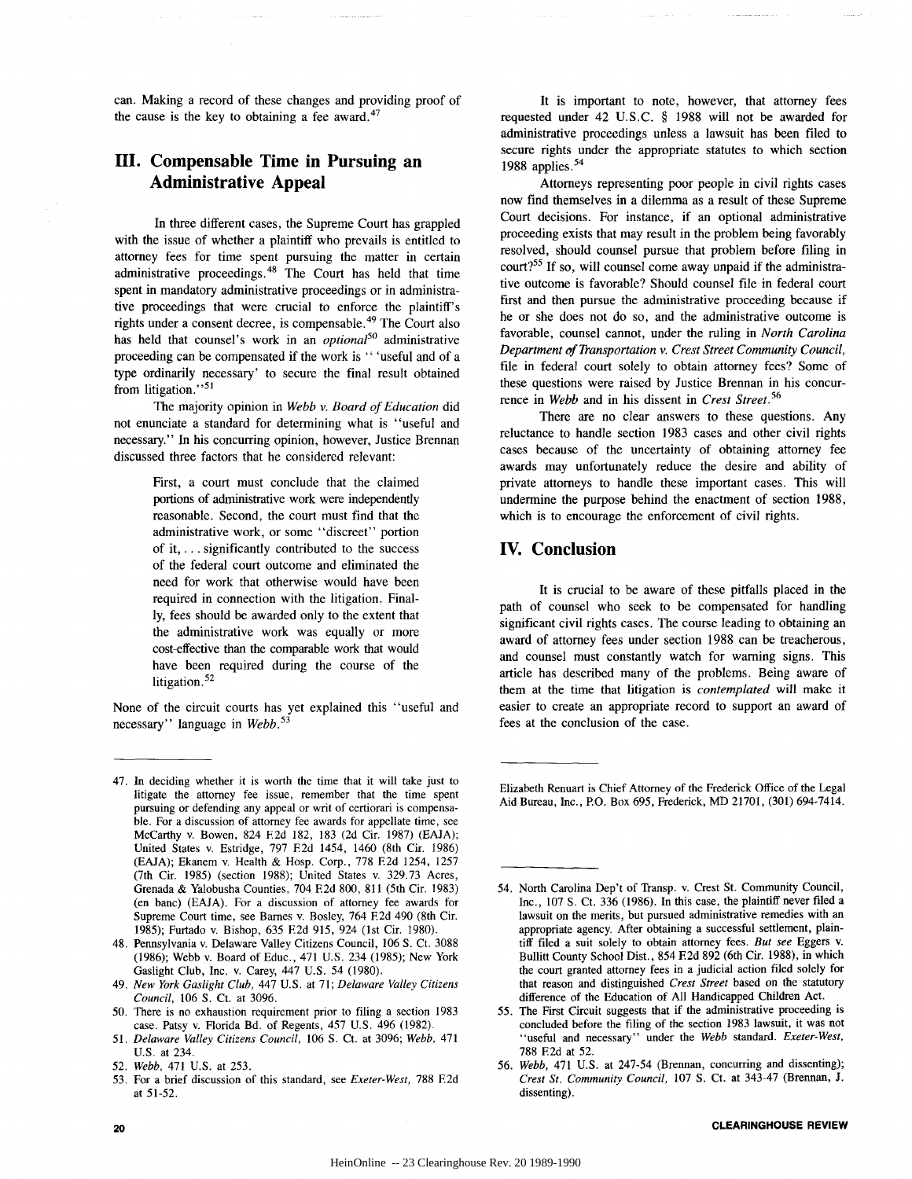can. Making a record of these changes and providing proof of the cause is the key to obtaining a fee award.[47]

## III. Compensable Time in Pursuing an Administrative Appeal

In three different cases, the Supreme Court has grappled with the issue of whether a plaintiff who prevails is entitled to attorney fees for time spent pursuing the matter in certain administrative proceedings.[48] The Court has held that time spent in mandatory administrative proceedings or in administrative proceedings that were crucial to enforce the plaintiff's rights under a consent decree, is compensable.[49] The Court also has held that counsel's work in an *optional*[50] administrative proceeding can be compensated if the work is "'useful and of a type ordinarily necessary' to secure the final result obtained from litigation."[51]

The majority opinion in *Webb v. Board of Education* did not enunciate a standard for determining what is "useful and necessary." In his concurring opinion, however, Justice Brennan discussed three factors that he considered relevant:

> First, a court must conclude that the claimed portions of administrative work were independently reasonable. Second, the court must find that the administrative work, or some "discreet" portion of it, . . . significantly contributed to the success of the federal court outcome and eliminated the need for work that otherwise would have been required in connection with the litigation. Finally, fees should be awarded only to the extent that the administrative work was equally or more cost-effective than the comparable work that would have been required during the course of the litigation.[52]

None of the circuit courts has yet explained this "useful and necessary" language in *Webb*.[53]

It is important to note, however, that attorney fees requested under 42 U.S.C. § 1988 will not be awarded for administrative proceedings unless a lawsuit has been filed to secure rights under the appropriate statutes to which section 1988 applies.[54]

Attorneys representing poor people in civil rights cases now find themselves in a dilemma as a result of these Supreme Court decisions. For instance, if an optional administrative proceeding exists that may result in the problem being favorably resolved, should counsel pursue that problem before filing in court?[55] If so, will counsel come away unpaid if the administrative outcome is favorable? Should counsel file in federal court first and then pursue the administrative proceeding because if he or she does not do so, and the administrative outcome is favorable, counsel cannot, under the ruling in *North Carolina Department of Transportation v. Crest Street Community Council*, file in federal court solely to obtain attorney fees? Some of these questions were raised by Justice Brennan in his concurrence in *Webb* and in his dissent in *Crest Street*.[56]

There are no clear answers to these questions. Any reluctance to handle section 1983 cases and other civil rights cases because of the uncertainty of obtaining attorney fee awards may unfortunately reduce the desire and ability of private attorneys to handle these important cases. This will undermine the purpose behind the enactment of section 1988, which is to encourage the enforcement of civil rights.

## IV. Conclusion

It is crucial to be aware of these pitfalls placed in the path of counsel who seek to be compensated for handling significant civil rights cases. The course leading to obtaining an award of attorney fees under section 1988 can be treacherous, and counsel must constantly watch for warning signs. This article has described many of the problems. Being aware of them at the time that litigation is *contemplated* will make it easier to create an appropriate record to support an award of fees at the conclusion of the case.

---

Elizabeth Renuart is Chief Attorney of the Frederick Office of the Legal Aid Bureau, Inc., P.O. Box 695, Frederick, MD 21701, (301) 694-7414.

---

47. In deciding whether it is worth the time that it will take just to litigate the attorney fee issue, remember that the time spent pursuing or defending any appeal or writ of certiorari is compensable. For a discussion of attorney fee awards for appellate time, see McCarthy v. Bowen, 824 F.2d 182, 183 (2d Cir. 1987) (EAJA); United States v. Estridge, 797 F.2d 1454, 1460 (8th Cir. 1986) (EAJA); Ekanem v. Health & Hosp. Corp., 778 F.2d 1254, 1257 (7th Cir. 1985) (section 1988); United States v. 329.73 Acres, Grenada & Yalobusha Counties, 704 F.2d 800, 811 (5th Cir. 1983) (en banc) (EAJA). For a discussion of attorney fee awards for Supreme Court time, see Barnes v. Bosley, 764 F.2d 490 (8th Cir. 1985); Furtado v. Bishop, 635 F.2d 915, 924 (1st Cir. 1980).
48. Pennsylvania v. Delaware Valley Citizens Council, 106 S. Ct. 3088 (1986); Webb v. Board of Educ., 471 U.S. 234 (1985); New York Gaslight Club, Inc. v. Carey, 447 U.S. 54 (1980).
49. *New York Gaslight Club*, 447 U.S. at 71; *Delaware Valley Citizens Council*, 106 S. Ct. at 3096.
50. There is no exhaustion requirement prior to filing a section 1983 case. Patsy v. Florida Bd. of Regents, 457 U.S. 496 (1982).
51. *Delaware Valley Citizens Council*, 106 S. Ct. at 3096; *Webb*, 471 U.S. at 234.
52. *Webb*, 471 U.S. at 253.
53. For a brief discussion of this standard, see *Exeter-West*, 788 F.2d at 51-52.
54. North Carolina Dep't of Transp. v. Crest St. Community Council, Inc., 107 S. Ct. 336 (1986). In this case, the plaintiff never filed a lawsuit on the merits, but pursued administrative remedies with an appropriate agency. After obtaining a successful settlement, plaintiff filed a suit solely to obtain attorney fees. *But see* Eggers v. Bullitt County School Dist., 854 F.2d 892 (6th Cir. 1988), in which the court granted attorney fees in a judicial action filed solely for that reason and distinguished *Crest Street* based on the statutory difference of the Education of All Handicapped Children Act.
55. The First Circuit suggests that if the administrative proceeding is concluded before the filing of the section 1983 lawsuit, it was not "useful and necessary" under the *Webb* standard. *Exeter-West*, 788 F.2d at 52.
56. *Webb*, 471 U.S. at 247-54 (Brennan, concurring and dissenting); *Crest St. Community Council*, 107 S. Ct. at 343-47 (Brennan, J. dissenting).